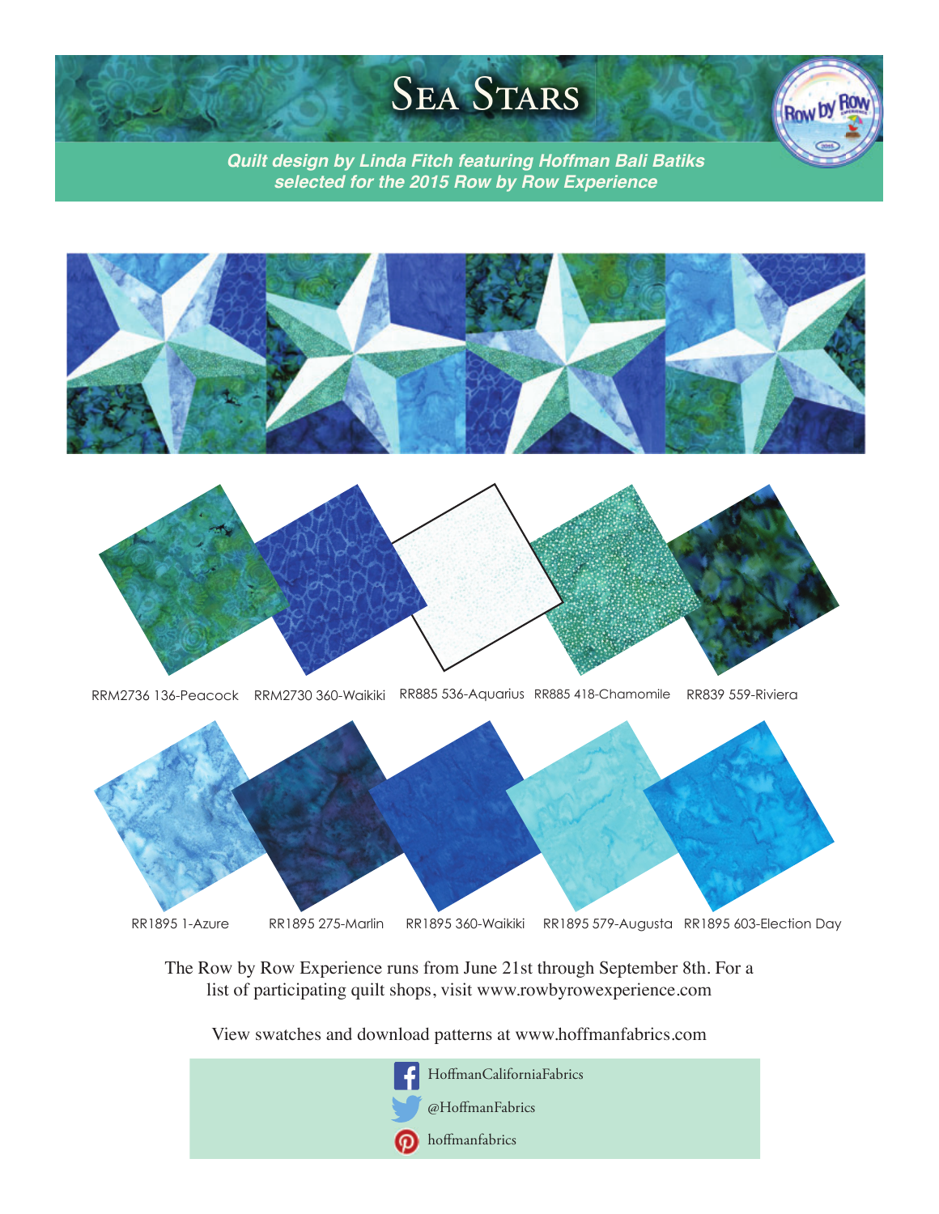# Sea Stars

***Quilt design by Linda Fitch featuring Hoffman Bali Batiks selected for the 2015 Row by Row Experience***

RRM2736 136-Peacock RRM2730 360-Waikiki RR885 536-Aquarius RR885 418-Chamomile RR839 559-Riviera

RR1895 1-Azure RR1895 275-Marlin RR1895 360-Waikiki RR1895 579-Augusta RR1895 603-Election Day

The Row by Row Experience runs from June 21st through September 8th. For a list of participating quilt shops, visit www.rowbyrowexperience.com

View swatches and download patterns at www.hoffmanfabrics.com

HoffmanCaliforniaFabrics

@HoffmanFabrics

hoffmanfabrics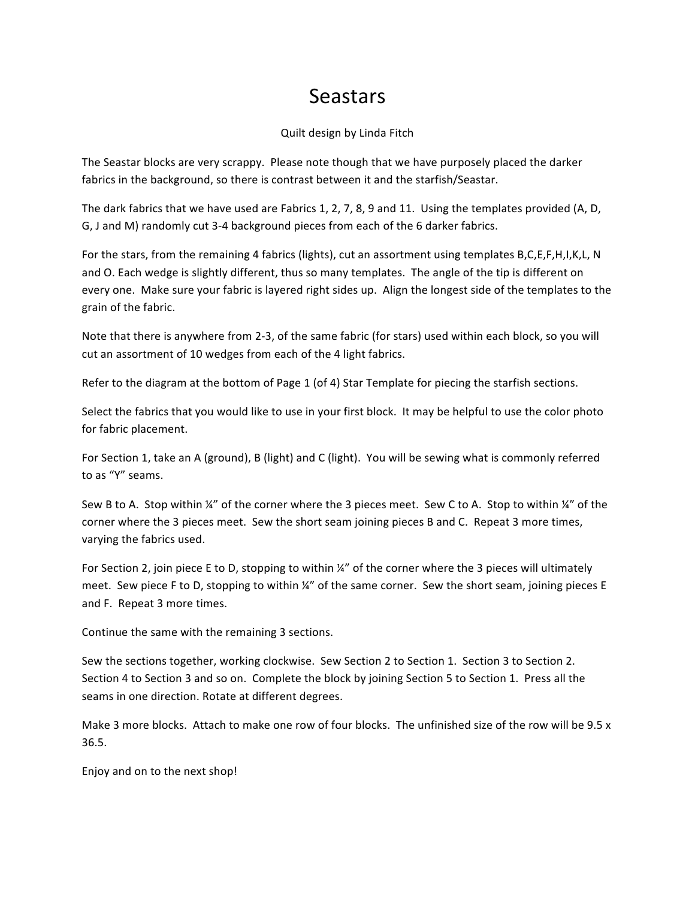# Seastars

Quilt design by Linda Fitch

The Seastar blocks are very scrappy. Please note though that we have purposely placed the darker fabrics in the background, so there is contrast between it and the starfish/Seastar.

The dark fabrics that we have used are Fabrics 1, 2, 7, 8, 9 and 11. Using the templates provided (A, D, G, J and M) randomly cut 3-4 background pieces from each of the 6 darker fabrics.

For the stars, from the remaining 4 fabrics (lights), cut an assortment using templates B,C,E,F,H,I,K,L, N and O. Each wedge is slightly different, thus so many templates. The angle of the tip is different on every one. Make sure your fabric is layered right sides up. Align the longest side of the templates to the grain of the fabric.

Note that there is anywhere from 2-3, of the same fabric (for stars) used within each block, so you will cut an assortment of 10 wedges from each of the 4 light fabrics.

Refer to the diagram at the bottom of Page 1 (of 4) Star Template for piecing the starfish sections.

Select the fabrics that you would like to use in your first block. It may be helpful to use the color photo for fabric placement.

For Section 1, take an A (ground), B (light) and C (light). You will be sewing what is commonly referred to as "Y" seams.

Sew B to A. Stop within ¼" of the corner where the 3 pieces meet. Sew C to A. Stop to within ¼" of the corner where the 3 pieces meet. Sew the short seam joining pieces B and C. Repeat 3 more times, varying the fabrics used.

For Section 2, join piece E to D, stopping to within ¼" of the corner where the 3 pieces will ultimately meet. Sew piece F to D, stopping to within ¼" of the same corner. Sew the short seam, joining pieces E and F. Repeat 3 more times.

Continue the same with the remaining 3 sections.

Sew the sections together, working clockwise. Sew Section 2 to Section 1. Section 3 to Section 2. Section 4 to Section 3 and so on. Complete the block by joining Section 5 to Section 1. Press all the seams in one direction. Rotate at different degrees.

Make 3 more blocks. Attach to make one row of four blocks. The unfinished size of the row will be 9.5 x 36.5.

Enjoy and on to the next shop!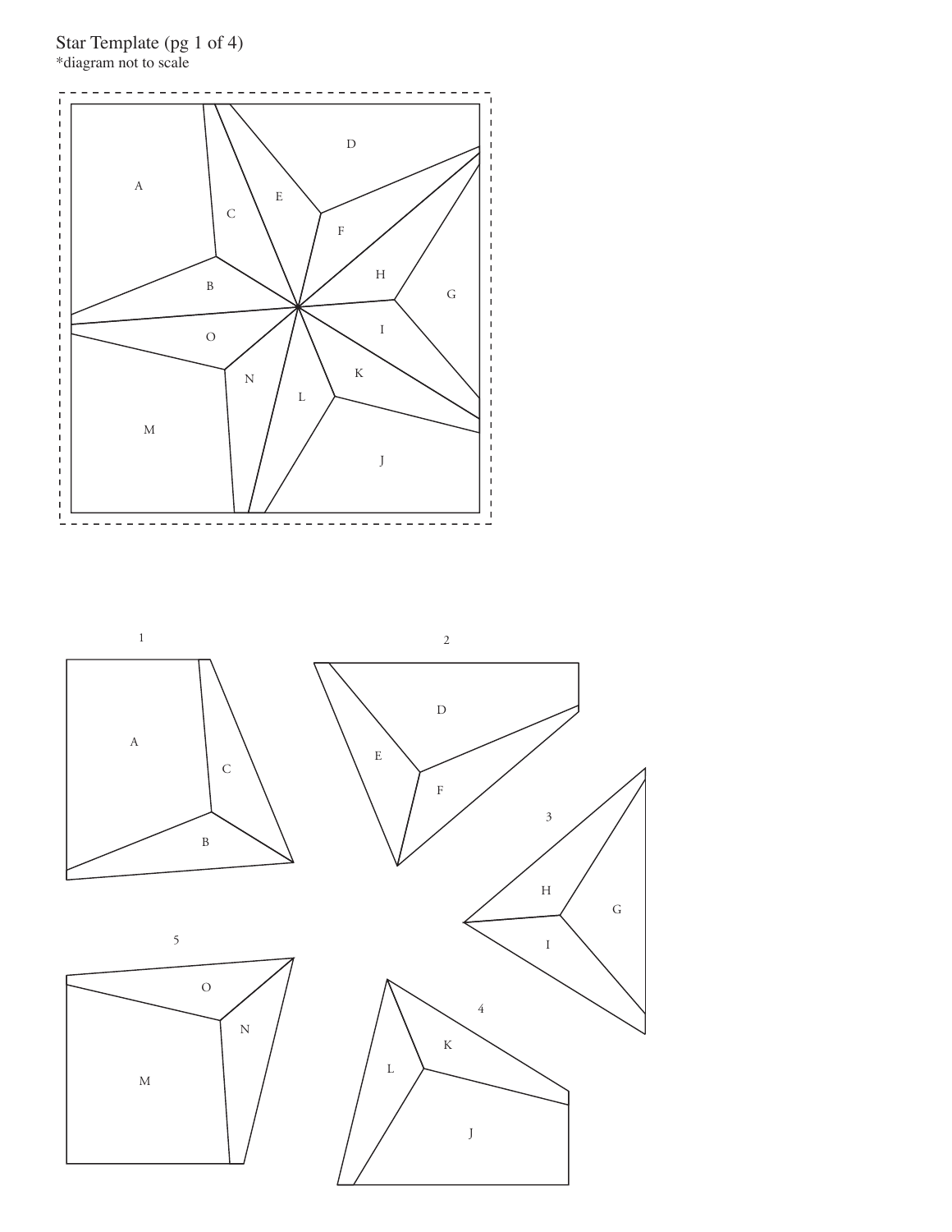Star Template (pg 1 of 4)
*diagram not to scale

A C E D F B H G O I N K L M J

1 A C B

2 D E F

3 H G I

5 O N M

4 K L J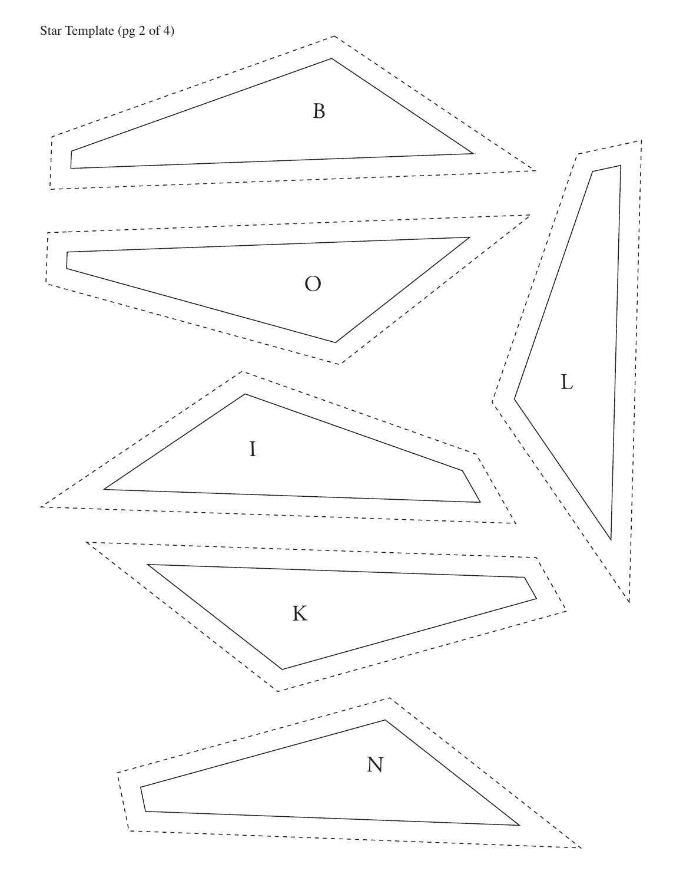Star Template (pg 2 of 4)

B

O

L

I

K

N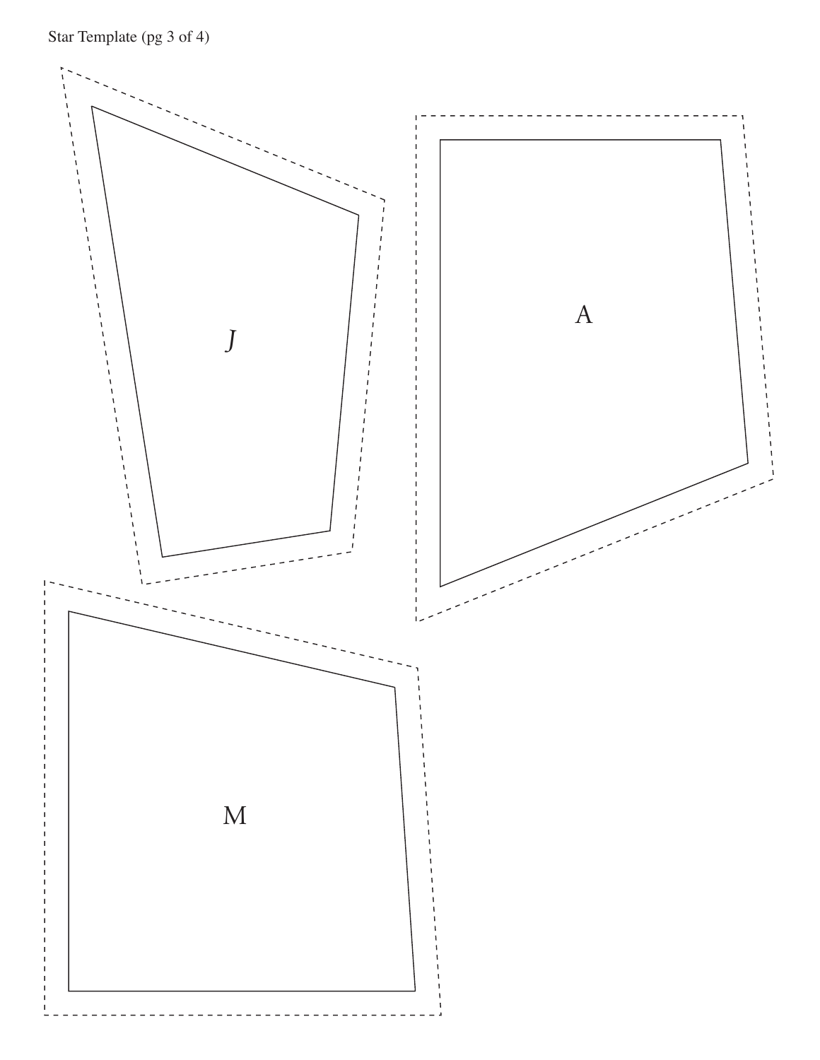Star Template (pg 3 of 4)

J

A

M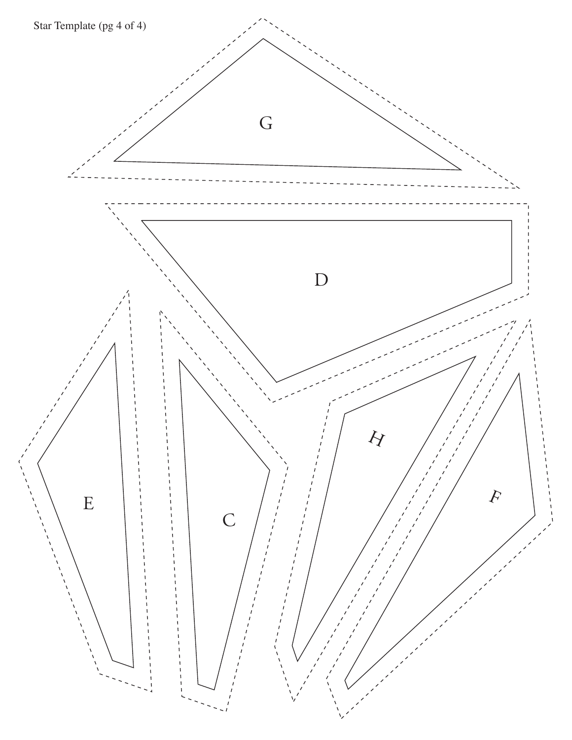Star Template (pg 4 of 4)

G

D

E

C

H

F